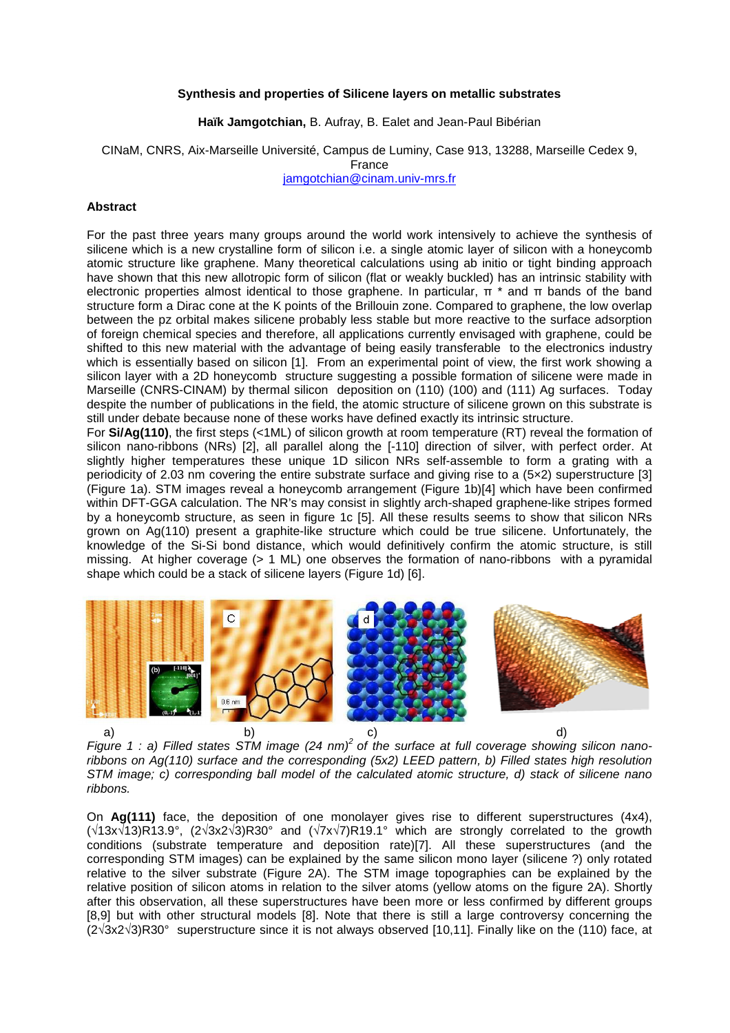# Synthesis and properties of Silicene layers on metallic substrates

**Haïk Jamgotchian,** B. Aufray, B. Ealet and Jean-Paul Bibérian

CINaM, CNRS, Aix-Marseille Université, Campus de Luminy, Case 913, 13288, Marseille Cedex 9, France

jamgotchian@cinam.univ-mrs.fr

## Abstract

For the past three years many groups around the world work intensively to achieve the synthesis of silicene which is a new crystalline form of silicon i.e. a single atomic layer of silicon with a honeycomb atomic structure like graphene. Many theoretical calculations using ab initio or tight binding approach have shown that this new allotropic form of silicon (flat or weakly buckled) has an intrinsic stability with electronic properties almost identical to those graphene. In particular, π * and π bands of the band structure form a Dirac cone at the K points of the Brillouin zone. Compared to graphene, the low overlap between the pz orbital makes silicene probably less stable but more reactive to the surface adsorption of foreign chemical species and therefore, all applications currently envisaged with graphene, could be shifted to this new material with the advantage of being easily transferable to the electronics industry which is essentially based on silicon [1]. From an experimental point of view, the first work showing a silicon layer with a 2D honeycomb structure suggesting a possible formation of silicene were made in Marseille (CNRS-CINAM) by thermal silicon deposition on (110) (100) and (111) Ag surfaces. Today despite the number of publications in the field, the atomic structure of silicene grown on this substrate is still under debate because none of these works have defined exactly its intrinsic structure.

For **Si/Ag(110)**, the first steps (<1ML) of silicon growth at room temperature (RT) reveal the formation of silicon nano-ribbons (NRs) [2], all parallel along the [-110] direction of silver, with perfect order. At slightly higher temperatures these unique 1D silicon NRs self-assemble to form a grating with a periodicity of 2.03 nm covering the entire substrate surface and giving rise to a (5×2) superstructure [3] (Figure 1a). STM images reveal a honeycomb arrangement (Figure 1b)[4] which have been confirmed within DFT-GGA calculation. The NR's may consist in slightly arch-shaped graphene-like stripes formed by a honeycomb structure, as seen in figure 1c [5]. All these results seems to show that silicon NRs grown on Ag(110) present a graphite-like structure which could be true silicene. Unfortunately, the knowledge of the Si-Si bond distance, which would definitively confirm the atomic structure, is still missing. At higher coverage (> 1 ML) one observes the formation of nano-ribbons with a pyramidal shape which could be a stack of silicene layers (Figure 1d) [6].

a) b) c) d)

*Figure 1 : a) Filled states STM image (24 nm)$^2$ of the surface at full coverage showing silicon nano-ribbons on Ag(110) surface and the corresponding (5x2) LEED pattern, b) Filled states high resolution STM image; c) corresponding ball model of the calculated atomic structure, d) stack of silicene nano ribbons.*

On **Ag(111)** face, the deposition of one monolayer gives rise to different superstructures (4x4), (√13x√13)R13.9°, (2√3x2√3)R30° and (√7x√7)R19.1° which are strongly correlated to the growth conditions (substrate temperature and deposition rate)[7]. All these superstructures (and the corresponding STM images) can be explained by the same silicon mono layer (silicene ?) only rotated relative to the silver substrate (Figure 2A). The STM image topographies can be explained by the relative position of silicon atoms in relation to the silver atoms (yellow atoms on the figure 2A). Shortly after this observation, all these superstructures have been more or less confirmed by different groups [8,9] but with other structural models [8]. Note that there is still a large controversy concerning the (2√3x2√3)R30° superstructure since it is not always observed [10,11]. Finally like on the (110) face, at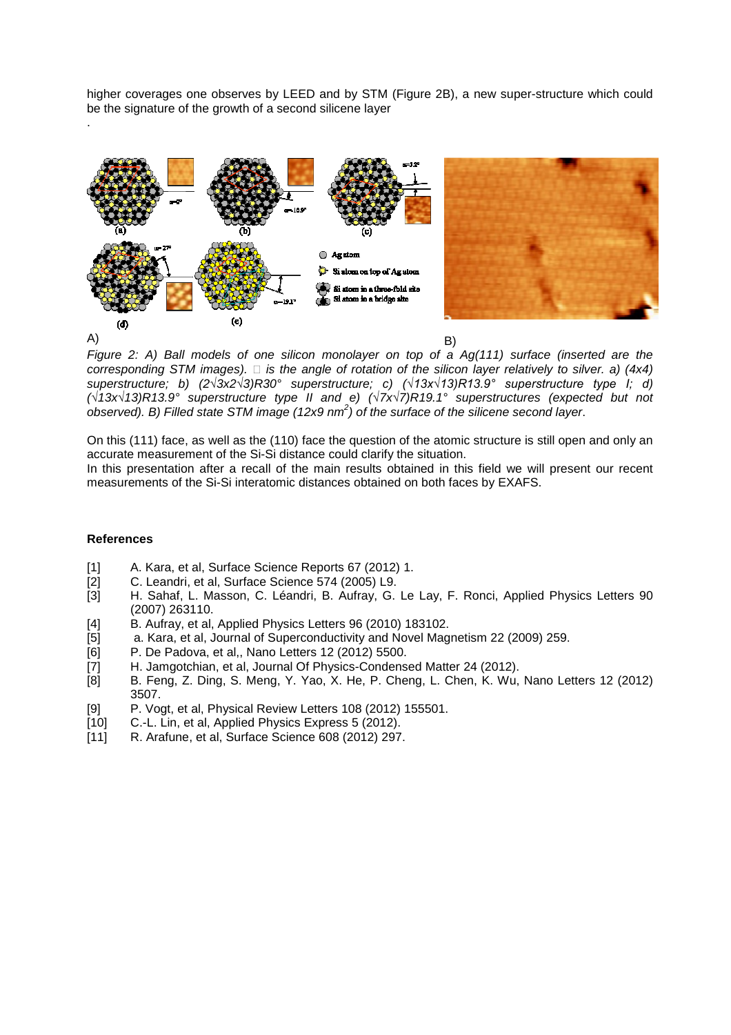higher coverages one observes by LEED and by STM (Figure 2B), a new super-structure which could be the signature of the growth of a second silicene layer

.

(a) α=0°

(b) α=10.9°

(c) α=5.2°

(d) α=27°

(e) α=19.1°

Ag atom

Si atom on top of Ag atom

Si atom in a three-fold site

Si atom in a bridge site

A)

B)

*Figure 2: A) Ball models of one silicon monolayer on top of a Ag(111) surface (inserted are the corresponding STM images).  is the angle of rotation of the silicon layer relatively to silver. a) (4x4) superstructure; b) (2√3x2√3)R30° superstructure; c) (√13x√13)R13.9° superstructure type I; d) (√13x√13)R13.9° superstructure type II and e) (√7x√7)R19.1° superstructures (expected but not observed). B) Filled state STM image (12x9 nm$^2$) of the surface of the silicene second layer.*

On this (111) face, as well as the (110) face the question of the atomic structure is still open and only an accurate measurement of the Si-Si distance could clarify the situation.
In this presentation after a recall of the main results obtained in this field we will present our recent measurements of the Si-Si interatomic distances obtained on both faces by EXAFS.

**References**

[1] A. Kara, et al, Surface Science Reports 67 (2012) 1.
[2] C. Leandri, et al, Surface Science 574 (2005) L9.
[3] H. Sahaf, L. Masson, C. Léandri, B. Aufray, G. Le Lay, F. Ronci, Applied Physics Letters 90 (2007) 263110.
[4] B. Aufray, et al, Applied Physics Letters 96 (2010) 183102.
[5] a. Kara, et al, Journal of Superconductivity and Novel Magnetism 22 (2009) 259.
[6] P. De Padova, et al,, Nano Letters 12 (2012) 5500.
[7] H. Jamgotchian, et al, Journal Of Physics-Condensed Matter 24 (2012).
[8] B. Feng, Z. Ding, S. Meng, Y. Yao, X. He, P. Cheng, L. Chen, K. Wu, Nano Letters 12 (2012) 3507.
[9] P. Vogt, et al, Physical Review Letters 108 (2012) 155501.
[10] C.-L. Lin, et al, Applied Physics Express 5 (2012).
[11] R. Arafune, et al, Surface Science 608 (2012) 297.